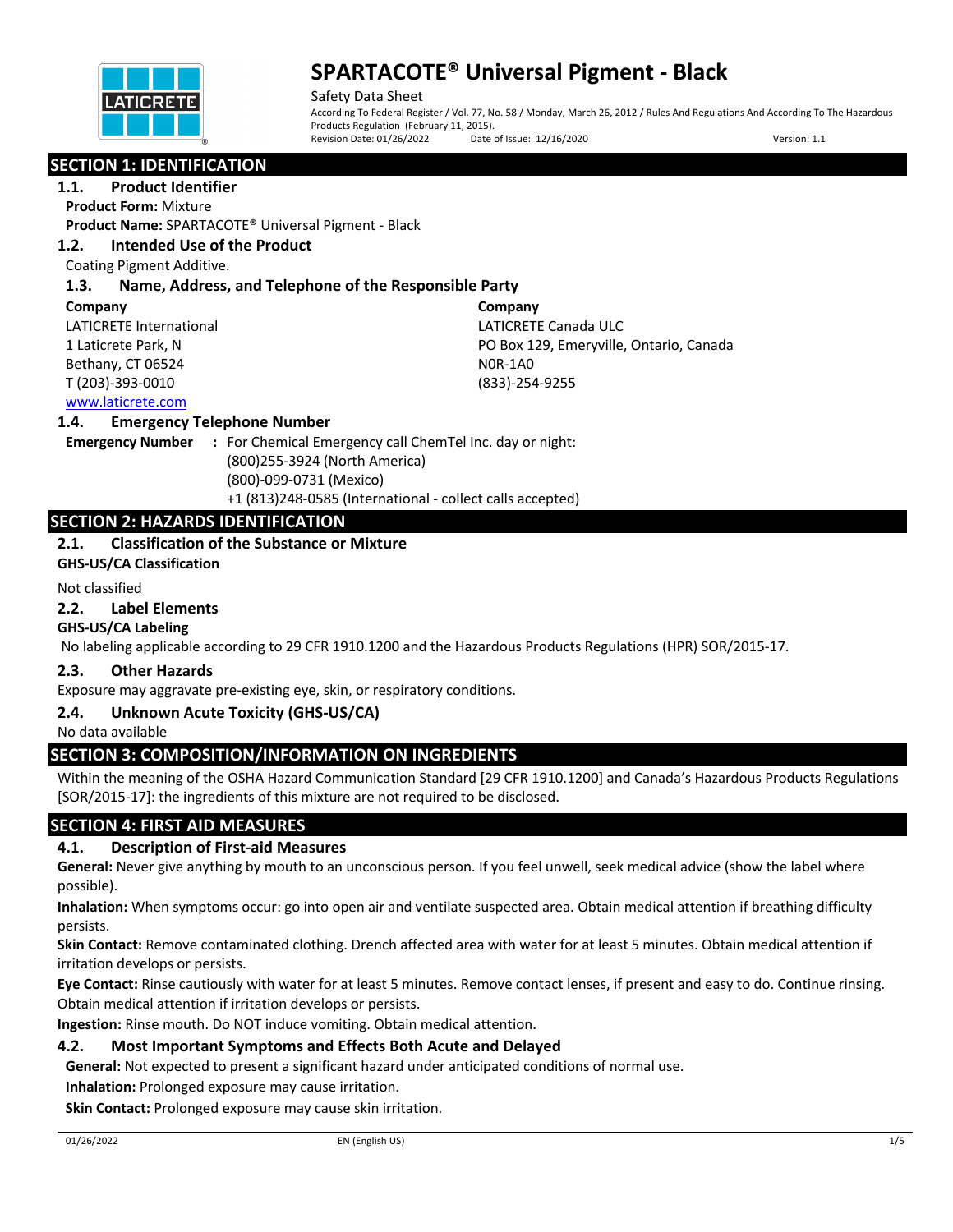# SPARTACOTE® Universal Pigment - Black

Safety Data Sheet

According To Federal Register / Vol. 77, No. 58 / Monday, March 26, 2012 / Rules And Regulations And According To The Hazardous Products Regulation (February 11, 2015).

Revision Date: 01/26/2022 Date of Issue: 12/16/2020 Version: 1.1

## SECTION 1: IDENTIFICATION

### 1.1. Product Identifier

**Product Form:** Mixture

**Product Name:** SPARTACOTE® Universal Pigment - Black

### 1.2. Intended Use of the Product

Coating Pigment Additive.

### 1.3. Name, Address, and Telephone of the Responsible Party

**Company**
LATICRETE International
1 Laticrete Park, N
Bethany, CT 06524
T (203)-393-0010
www.laticrete.com

**Company**
LATICRETE Canada ULC
PO Box 129, Emeryville, Ontario, Canada
N0R-1A0
(833)-254-9255

### 1.4. Emergency Telephone Number

**Emergency Number** : For Chemical Emergency call ChemTel Inc. day or night:
(800)255-3924 (North America)
(800)-099-0731 (Mexico)
+1 (813)248-0585 (International - collect calls accepted)

## SECTION 2: HAZARDS IDENTIFICATION

### 2.1. Classification of the Substance or Mixture

**GHS-US/CA Classification**

Not classified

### 2.2. Label Elements

**GHS-US/CA Labeling**

No labeling applicable according to 29 CFR 1910.1200 and the Hazardous Products Regulations (HPR) SOR/2015-17.

### 2.3. Other Hazards

Exposure may aggravate pre-existing eye, skin, or respiratory conditions.

### 2.4. Unknown Acute Toxicity (GHS-US/CA)

No data available

## SECTION 3: COMPOSITION/INFORMATION ON INGREDIENTS

Within the meaning of the OSHA Hazard Communication Standard [29 CFR 1910.1200] and Canada's Hazardous Products Regulations [SOR/2015-17]: the ingredients of this mixture are not required to be disclosed.

## SECTION 4: FIRST AID MEASURES

### 4.1. Description of First-aid Measures

**General:** Never give anything by mouth to an unconscious person. If you feel unwell, seek medical advice (show the label where possible).

**Inhalation:** When symptoms occur: go into open air and ventilate suspected area. Obtain medical attention if breathing difficulty persists.

**Skin Contact:** Remove contaminated clothing. Drench affected area with water for at least 5 minutes. Obtain medical attention if irritation develops or persists.

**Eye Contact:** Rinse cautiously with water for at least 5 minutes. Remove contact lenses, if present and easy to do. Continue rinsing. Obtain medical attention if irritation develops or persists.

**Ingestion:** Rinse mouth. Do NOT induce vomiting. Obtain medical attention.

### 4.2. Most Important Symptoms and Effects Both Acute and Delayed

**General:** Not expected to present a significant hazard under anticipated conditions of normal use.

**Inhalation:** Prolonged exposure may cause irritation.

**Skin Contact:** Prolonged exposure may cause skin irritation.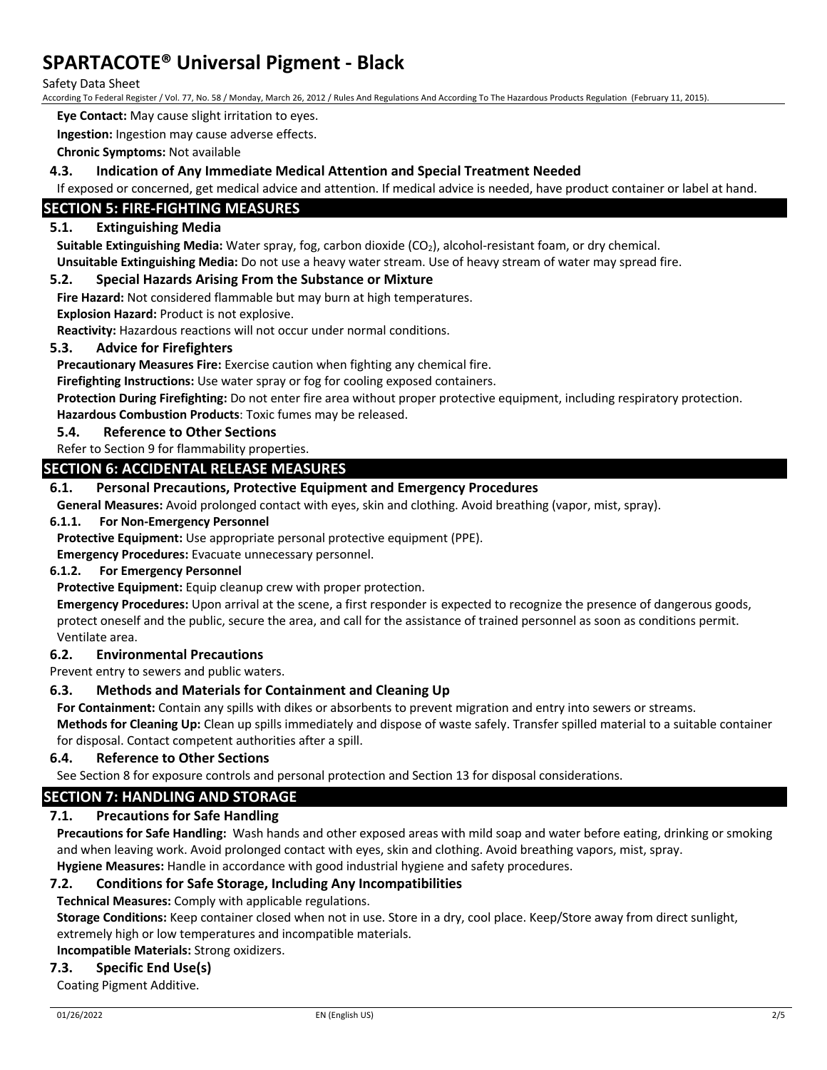**Eye Contact:** May cause slight irritation to eyes.

**Ingestion:** Ingestion may cause adverse effects.

**Chronic Symptoms:** Not available

### 4.3. Indication of Any Immediate Medical Attention and Special Treatment Needed

If exposed or concerned, get medical advice and attention. If medical advice is needed, have product container or label at hand.

## SECTION 5: FIRE-FIGHTING MEASURES

### 5.1. Extinguishing Media

**Suitable Extinguishing Media:** Water spray, fog, carbon dioxide ($CO_2$), alcohol-resistant foam, or dry chemical.

**Unsuitable Extinguishing Media:** Do not use a heavy water stream. Use of heavy stream of water may spread fire.

### 5.2. Special Hazards Arising From the Substance or Mixture

**Fire Hazard:** Not considered flammable but may burn at high temperatures.

**Explosion Hazard:** Product is not explosive.

**Reactivity:** Hazardous reactions will not occur under normal conditions.

### 5.3. Advice for Firefighters

**Precautionary Measures Fire:** Exercise caution when fighting any chemical fire.

**Firefighting Instructions:** Use water spray or fog for cooling exposed containers.

**Protection During Firefighting:** Do not enter fire area without proper protective equipment, including respiratory protection.

**Hazardous Combustion Products**: Toxic fumes may be released.

### 5.4. Reference to Other Sections

Refer to Section 9 for flammability properties.

## SECTION 6: ACCIDENTAL RELEASE MEASURES

### 6.1. Personal Precautions, Protective Equipment and Emergency Procedures

**General Measures:** Avoid prolonged contact with eyes, skin and clothing. Avoid breathing (vapor, mist, spray).

#### 6.1.1. For Non-Emergency Personnel

**Protective Equipment:** Use appropriate personal protective equipment (PPE).

**Emergency Procedures:** Evacuate unnecessary personnel.

#### 6.1.2. For Emergency Personnel

**Protective Equipment:** Equip cleanup crew with proper protection.

**Emergency Procedures:** Upon arrival at the scene, a first responder is expected to recognize the presence of dangerous goods, protect oneself and the public, secure the area, and call for the assistance of trained personnel as soon as conditions permit. Ventilate area.

### 6.2. Environmental Precautions

Prevent entry to sewers and public waters.

### 6.3. Methods and Materials for Containment and Cleaning Up

**For Containment:** Contain any spills with dikes or absorbents to prevent migration and entry into sewers or streams.

**Methods for Cleaning Up:** Clean up spills immediately and dispose of waste safely. Transfer spilled material to a suitable container for disposal. Contact competent authorities after a spill.

### 6.4. Reference to Other Sections

See Section 8 for exposure controls and personal protection and Section 13 for disposal considerations.

## SECTION 7: HANDLING AND STORAGE

### 7.1. Precautions for Safe Handling

**Precautions for Safe Handling:** Wash hands and other exposed areas with mild soap and water before eating, drinking or smoking and when leaving work. Avoid prolonged contact with eyes, skin and clothing. Avoid breathing vapors, mist, spray.

**Hygiene Measures:** Handle in accordance with good industrial hygiene and safety procedures.

### 7.2. Conditions for Safe Storage, Including Any Incompatibilities

**Technical Measures:** Comply with applicable regulations.

**Storage Conditions:** Keep container closed when not in use. Store in a dry, cool place. Keep/Store away from direct sunlight, extremely high or low temperatures and incompatible materials.

**Incompatible Materials:** Strong oxidizers.

### 7.3. Specific End Use(s)

Coating Pigment Additive.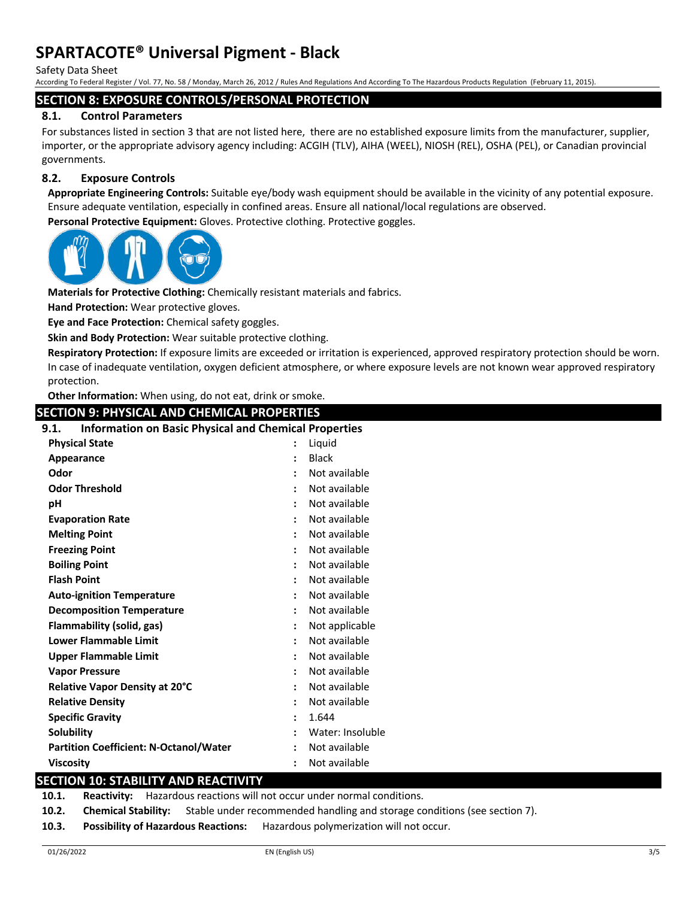## SECTION 8: EXPOSURE CONTROLS/PERSONAL PROTECTION

### 8.1. Control Parameters

For substances listed in section 3 that are not listed here, there are no established exposure limits from the manufacturer, supplier, importer, or the appropriate advisory agency including: ACGIH (TLV), AIHA (WEEL), NIOSH (REL), OSHA (PEL), or Canadian provincial governments.

### 8.2. Exposure Controls

**Appropriate Engineering Controls:** Suitable eye/body wash equipment should be available in the vicinity of any potential exposure. Ensure adequate ventilation, especially in confined areas. Ensure all national/local regulations are observed.

**Personal Protective Equipment:** Gloves. Protective clothing. Protective goggles.

**Materials for Protective Clothing:** Chemically resistant materials and fabrics.

**Hand Protection:** Wear protective gloves.

**Eye and Face Protection:** Chemical safety goggles.

**Skin and Body Protection:** Wear suitable protective clothing.

**Respiratory Protection:** If exposure limits are exceeded or irritation is experienced, approved respiratory protection should be worn. In case of inadequate ventilation, oxygen deficient atmosphere, or where exposure levels are not known wear approved respiratory protection.

**Other Information:** When using, do not eat, drink or smoke.

## SECTION 9: PHYSICAL AND CHEMICAL PROPERTIES

### 9.1. Information on Basic Physical and Chemical Properties

| Property | Value |
|---|---|
| **Physical State** | Liquid |
| **Appearance** | Black |
| **Odor** | Not available |
| **Odor Threshold** | Not available |
| **pH** | Not available |
| **Evaporation Rate** | Not available |
| **Melting Point** | Not available |
| **Freezing Point** | Not available |
| **Boiling Point** | Not available |
| **Flash Point** | Not available |
| **Auto-ignition Temperature** | Not available |
| **Decomposition Temperature** | Not available |
| **Flammability (solid, gas)** | Not applicable |
| **Lower Flammable Limit** | Not available |
| **Upper Flammable Limit** | Not available |
| **Vapor Pressure** | Not available |
| **Relative Vapor Density at 20°C** | Not available |
| **Relative Density** | Not available |
| **Specific Gravity** | 1.644 |
| **Solubility** | Water: Insoluble |
| **Partition Coefficient: N-Octanol/Water** | Not available |
| **Viscosity** | Not available |

## SECTION 10: STABILITY AND REACTIVITY

**10.1. Reactivity:** Hazardous reactions will not occur under normal conditions.

**10.2. Chemical Stability:** Stable under recommended handling and storage conditions (see section 7).

**10.3. Possibility of Hazardous Reactions:** Hazardous polymerization will not occur.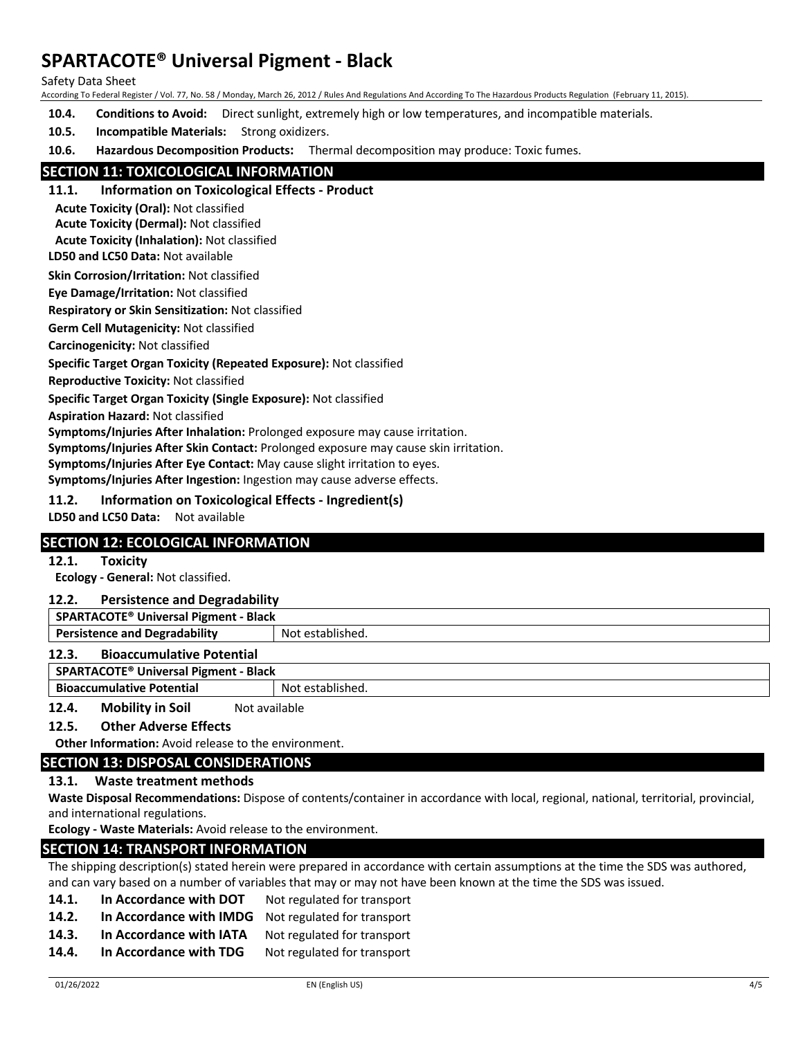**10.4. Conditions to Avoid:** Direct sunlight, extremely high or low temperatures, and incompatible materials.

**10.5. Incompatible Materials:** Strong oxidizers.

**10.6. Hazardous Decomposition Products:** Thermal decomposition may produce: Toxic fumes.

## SECTION 11: TOXICOLOGICAL INFORMATION

### 11.1. Information on Toxicological Effects - Product

**Acute Toxicity (Oral):** Not classified

**Acute Toxicity (Dermal):** Not classified

**Acute Toxicity (Inhalation):** Not classified

**LD50 and LC50 Data:** Not available

**Skin Corrosion/Irritation:** Not classified

**Eye Damage/Irritation:** Not classified

**Respiratory or Skin Sensitization:** Not classified

**Germ Cell Mutagenicity:** Not classified

**Carcinogenicity:** Not classified

**Specific Target Organ Toxicity (Repeated Exposure):** Not classified

**Reproductive Toxicity:** Not classified

**Specific Target Organ Toxicity (Single Exposure):** Not classified

**Aspiration Hazard:** Not classified

**Symptoms/Injuries After Inhalation:** Prolonged exposure may cause irritation.

**Symptoms/Injuries After Skin Contact:** Prolonged exposure may cause skin irritation.

**Symptoms/Injuries After Eye Contact:** May cause slight irritation to eyes.

**Symptoms/Injuries After Ingestion:** Ingestion may cause adverse effects.

### 11.2. Information on Toxicological Effects - Ingredient(s)

**LD50 and LC50 Data:** Not available

## SECTION 12: ECOLOGICAL INFORMATION

### 12.1. Toxicity

**Ecology - General:** Not classified.

### 12.2. Persistence and Degradability

| SPARTACOTE® Universal Pigment - Black | |
|---|---|
| Persistence and Degradability | Not established. |

### 12.3. Bioaccumulative Potential

| SPARTACOTE® Universal Pigment - Black | |
|---|---|
| Bioaccumulative Potential | Not established. |

### 12.4. Mobility in Soil

Not available

### 12.5. Other Adverse Effects

**Other Information:** Avoid release to the environment.

## SECTION 13: DISPOSAL CONSIDERATIONS

### 13.1. Waste treatment methods

**Waste Disposal Recommendations:** Dispose of contents/container in accordance with local, regional, national, territorial, provincial, and international regulations.

**Ecology - Waste Materials:** Avoid release to the environment.

## SECTION 14: TRANSPORT INFORMATION

The shipping description(s) stated herein were prepared in accordance with certain assumptions at the time the SDS was authored, and can vary based on a number of variables that may or may not have been known at the time the SDS was issued.

**14.1. In Accordance with DOT** Not regulated for transport

**14.2. In Accordance with IMDG** Not regulated for transport

**14.3. In Accordance with IATA** Not regulated for transport

**14.4. In Accordance with TDG** Not regulated for transport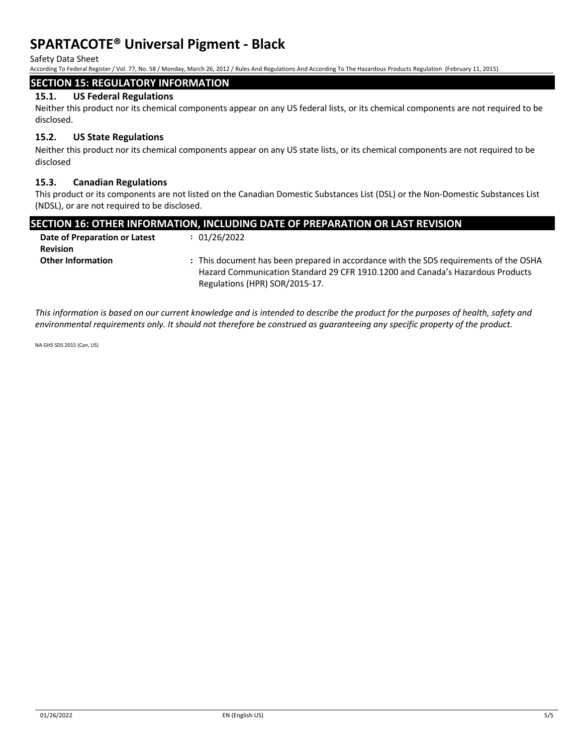## SECTION 15: REGULATORY INFORMATION

### 15.1. US Federal Regulations

Neither this product nor its chemical components appear on any US federal lists, or its chemical components are not required to be disclosed.

### 15.2. US State Regulations

Neither this product nor its chemical components appear on any US state lists, or its chemical components are not required to be disclosed

### 15.3. Canadian Regulations

This product or its components are not listed on the Canadian Domestic Substances List (DSL) or the Non-Domestic Substances List (NDSL), or are not required to be disclosed.

## SECTION 16: OTHER INFORMATION, INCLUDING DATE OF PREPARATION OR LAST REVISION

| | |
|---|---|
| **Date of Preparation or Latest Revision** | : 01/26/2022 |
| **Other Information** | : This document has been prepared in accordance with the SDS requirements of the OSHA Hazard Communication Standard 29 CFR 1910.1200 and Canada's Hazardous Products Regulations (HPR) SOR/2015-17. |

*This information is based on our current knowledge and is intended to describe the product for the purposes of health, safety and environmental requirements only. It should not therefore be construed as guaranteeing any specific property of the product.*

NA GHS SDS 2015 (Can, US)